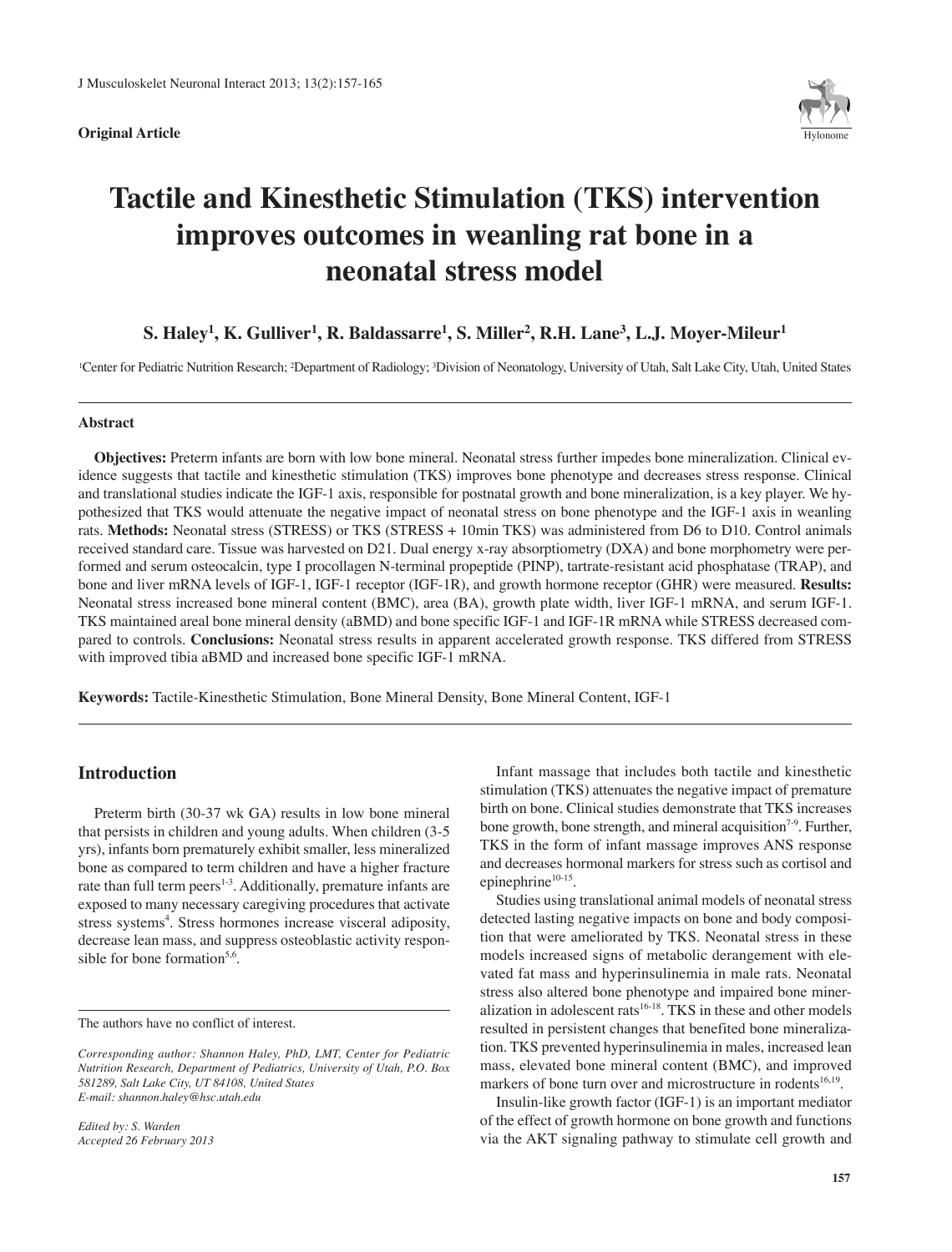**Original Article**

# Tactile and Kinesthetic Stimulation (TKS) intervention improves outcomes in weanling rat bone in a neonatal stress model

**S. Haley[1], K. Gulliver[1], R. Baldassarre[1], S. Miller[2], R.H. Lane[3], L.J. Moyer-Mileur[1]**

[1]Center for Pediatric Nutrition Research; [2]Department of Radiology; [3]Division of Neonatology, University of Utah, Salt Lake City, Utah, United States

## Abstract

**Objectives:** Preterm infants are born with low bone mineral. Neonatal stress further impedes bone mineralization. Clinical evidence suggests that tactile and kinesthetic stimulation (TKS) improves bone phenotype and decreases stress response. Clinical and translational studies indicate the IGF-1 axis, responsible for postnatal growth and bone mineralization, is a key player. We hypothesized that TKS would attenuate the negative impact of neonatal stress on bone phenotype and the IGF-1 axis in weanling rats. **Methods:** Neonatal stress (STRESS) or TKS (STRESS + 10min TKS) was administered from D6 to D10. Control animals received standard care. Tissue was harvested on D21. Dual energy x-ray absorptiometry (DXA) and bone morphometry were performed and serum osteocalcin, type I procollagen N-terminal propeptide (PINP), tartrate-resistant acid phosphatase (TRAP), and bone and liver mRNA levels of IGF-1, IGF-1 receptor (IGF-1R), and growth hormone receptor (GHR) were measured. **Results:** Neonatal stress increased bone mineral content (BMC), area (BA), growth plate width, liver IGF-1 mRNA, and serum IGF-1. TKS maintained areal bone mineral density (aBMD) and bone specific IGF-1 and IGF-1R mRNA while STRESS decreased compared to controls. **Conclusions:** Neonatal stress results in apparent accelerated growth response. TKS differed from STRESS with improved tibia aBMD and increased bone specific IGF-1 mRNA.

**Keywords:** Tactile-Kinesthetic Stimulation, Bone Mineral Density, Bone Mineral Content, IGF-1

## Introduction

Preterm birth (30-37 wk GA) results in low bone mineral that persists in children and young adults. When children (3-5 yrs), infants born prematurely exhibit smaller, less mineralized bone as compared to term children and have a higher fracture rate than full term peers[1-3]. Additionally, premature infants are exposed to many necessary caregiving procedures that activate stress systems[4]. Stress hormones increase visceral adiposity, decrease lean mass, and suppress osteoblastic activity responsible for bone formation[5,6].

Infant massage that includes both tactile and kinesthetic stimulation (TKS) attenuates the negative impact of premature birth on bone. Clinical studies demonstrate that TKS increases bone growth, bone strength, and mineral acquisition[7-9]. Further, TKS in the form of infant massage improves ANS response and decreases hormonal markers for stress such as cortisol and epinephrine[10-15].

Studies using translational animal models of neonatal stress detected lasting negative impacts on bone and body composition that were ameliorated by TKS. Neonatal stress in these models increased signs of metabolic derangement with elevated fat mass and hyperinsulinemia in male rats. Neonatal stress also altered bone phenotype and impaired bone mineralization in adolescent rats[16-18]. TKS in these and other models resulted in persistent changes that benefited bone mineralization. TKS prevented hyperinsulinemia in males, increased lean mass, elevated bone mineral content (BMC), and improved markers of bone turn over and microstructure in rodents[16,19].

Insulin-like growth factor (IGF-1) is an important mediator of the effect of growth hormone on bone and functions via the AKT signaling pathway to stimulate cell growth and

The authors have no conflict of interest.

*Corresponding author: Shannon Haley, PhD, LMT, Center for Pediatric Nutrition Research, Department of Pediatrics, University of Utah, P.O. Box 581289, Salt Lake City, UT 84108, United States*
*E-mail: shannon.haley@hsc.utah.edu*

*Edited by: S. Warden*
*Accepted 26 February 2013*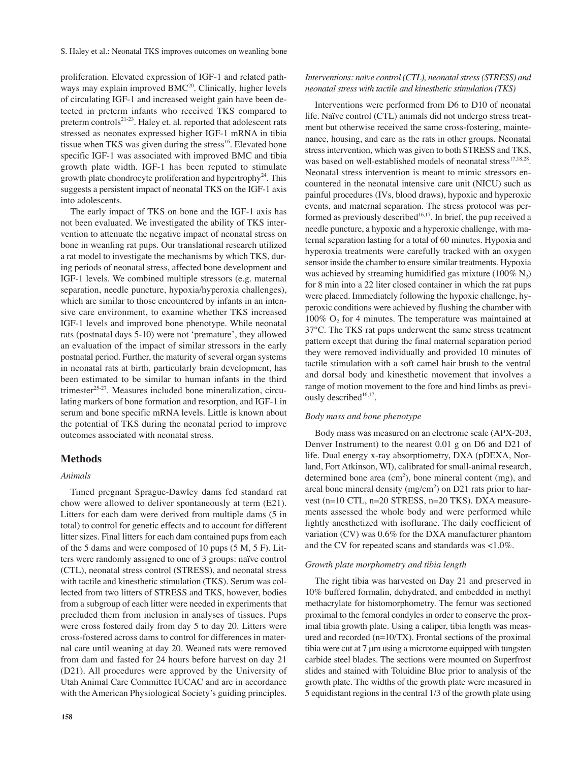proliferation. Elevated expression of IGF-1 and related pathways may explain improved BMC[20]. Clinically, higher levels of circulating IGF-1 and increased weight gain have been detected in preterm infants who received TKS compared to preterm controls[21-23]. Haley et. al. reported that adolescent rats stressed as neonates expressed higher IGF-1 mRNA in tibia tissue when TKS was given during the stress[16]. Elevated bone specific IGF-1 was associated with improved BMC and tibia growth plate width. IGF-1 has been reputed to stimulate growth plate chondrocyte proliferation and hypertrophy[24]. This suggests a persistent impact of neonatal TKS on the IGF-1 axis into adolescents.

The early impact of TKS on bone and the IGF-1 axis has not been evaluated. We investigated the ability of TKS intervention to attenuate the negative impact of neonatal stress on bone in weanling rat pups. Our translational research utilized a rat model to investigate the mechanisms by which TKS, during periods of neonatal stress, affected bone development and IGF-1 levels. We combined multiple stressors (e.g. maternal separation, needle puncture, hypoxia/hyperoxia challenges), which are similar to those encountered by infants in an intensive care environment, to examine whether TKS increased IGF-1 levels and improved bone phenotype. While neonatal rats (postnatal days 5-10) were not 'premature', they allowed an evaluation of the impact of similar stressors in the early postnatal period. Further, the maturity of several organ systems in neonatal rats at birth, particularly brain development, has been estimated to be similar to human infants in the third trimester[25-27]. Measures included bone mineralization, circulating markers of bone formation and resorption, and IGF-1 in serum and bone specific mRNA levels. Little is known about the potential of TKS during the neonatal period to improve outcomes associated with neonatal stress.

## Methods

### *Animals*

Timed pregnant Sprague-Dawley dams fed standard rat chow were allowed to deliver spontaneously at term (E21). Litters for each dam were derived from multiple dams (5 in total) to control for genetic effects and to account for different litter sizes. Final litters for each dam contained pups from each of the 5 dams and were composed of 10 pups (5 M, 5 F). Litters were randomly assigned to one of 3 groups: naïve control (CTL), neonatal stress control (STRESS), and neonatal stress with tactile and kinesthetic stimulation (TKS). Serum was collected from two litters of STRESS and TKS, however, bodies from a subgroup of each litter were needed in experiments that precluded them from inclusion in analyses of tissues. Pups were cross fostered daily from day 5 to day 20. Litters were cross-fostered across dams to control for differences in maternal care until weaning at day 20. Weaned rats were removed from dam and fasted for 24 hours before harvest on day 21 (D21). All procedures were approved by the University of Utah Animal Care Committee IUCAC and are in accordance with the American Physiological Society's guiding principles.

### *Interventions: naïve control (CTL), neonatal stress (STRESS) and neonatal stress with tactile and kinesthetic stimulation (TKS)*

Interventions were performed from D6 to D10 of neonatal life. Naïve control (CTL) animals did not undergo stress treatment but otherwise received the same cross-fostering, maintenance, housing, and care as the rats in other groups. Neonatal stress intervention, which was given to both STRESS and TKS, was based on well-established models of neonatal stress[17,18,28]. Neonatal stress intervention is meant to mimic stressors encountered in the neonatal intensive care unit (NICU) such as painful procedures (IVs, blood draws), hypoxic and hyperoxic events, and maternal separation. The stress protocol was performed as previously described[16,17]. In brief, the pup received a needle puncture, a hypoxic and a hyperoxic challenge, with maternal separation lasting for a total of 60 minutes. Hypoxia and hyperoxia treatments were carefully tracked with an oxygen sensor inside the chamber to ensure similar treatments. Hypoxia was achieved by streaming humidified gas mixture (100% $N_2$) for 8 min into a 22 liter closed container in which the rat pups were placed. Immediately following the hypoxic challenge, hyperoxic conditions were achieved by flushing the chamber with 100% $O_2$ for 4 minutes. The temperature was maintained at 37°C. The TKS rat pups underwent the same stress treatment pattern except that during the final maternal separation period they were removed individually and provided 10 minutes of tactile stimulation with a soft camel hair brush to the ventral and dorsal body and kinesthetic movement that involves a range of motion movement to the fore and hind limbs as previously described[16,17].

### *Body mass and bone phenotype*

Body mass was measured on an electronic scale (APX-203, Denver Instrument) to the nearest 0.01 g on D6 and D21 of life. Dual energy x-ray absorptiometry, DXA (pDEXA, Norland, Fort Atkinson, WI), calibrated for small-animal research, determined bone area (cm$^2$), bone mineral content (mg), and areal bone mineral density (mg/cm$^2$) on D21 rats prior to harvest (n=10 CTL, n=20 STRESS, n=20 TKS). DXA measurements assessed the whole body and were performed while lightly anesthetized with isoflurane. The daily coefficient of variation (CV) was 0.6% for the DXA manufacturer phantom and the CV for repeated scans and standards was <1.0%.

### *Growth plate morphometry and tibia length*

The right tibia was harvested on Day 21 and preserved in 10% buffered formalin, dehydrated, and embedded in methyl methacrylate for histomorphometry. The femur was sectioned proximal to the femoral condyles in order to conserve the proximal tibia growth plate. Using a caliper, tibia length was measured and recorded (n=10/TX). Frontal sections of the proximal tibia were cut at 7 μm using a microtome equipped with tungsten carbide steel blades. The sections were mounted on Superfrost slides and stained with Toluidine Blue prior to analysis of the growth plate. The widths of the growth plate were measured in 5 equidistant regions in the central 1/3 of the growth plate using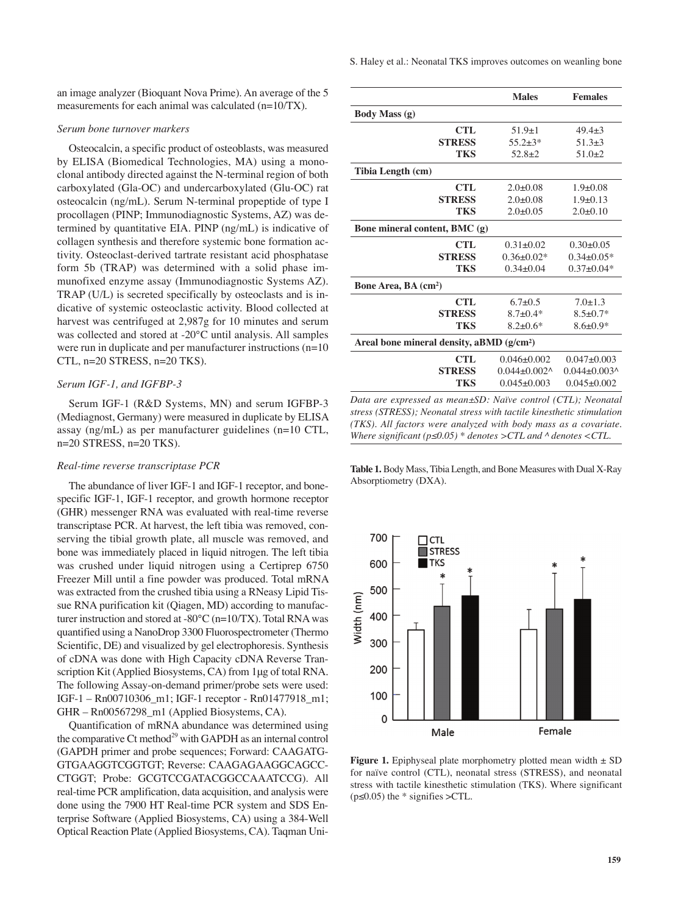an image analyzer (Bioquant Nova Prime). An average of the 5 measurements for each animal was calculated (n=10/TX).

*Serum bone turnover markers*

Osteocalcin, a specific product of osteoblasts, was measured by ELISA (Biomedical Technologies, MA) using a monoclonal antibody directed against the N-terminal region of both carboxylated (Gla-OC) and undercarboxylated (Glu-OC) rat osteocalcin (ng/mL). Serum N-terminal propeptide of type I procollagen (PINP; Immunodiagnostic Systems, AZ) was determined by quantitative EIA. PINP (ng/mL) is indicative of collagen synthesis and therefore systemic bone formation activity. Osteoclast-derived tartrate resistant acid phosphatase form 5b (TRAP) was determined with a solid phase immunofixed enzyme assay (Immunodiagnostic Systems AZ). TRAP (U/L) is secreted specifically by osteoclasts and is indicative of systemic osteoclastic activity. Blood collected at harvest was centrifuged at 2,987g for 10 minutes and serum was collected and stored at -20°C until analysis. All samples were run in duplicate and per manufacturer instructions (n=10 CTL, n=20 STRESS, n=20 TKS).

*Serum IGF-1, and IGFBP-3*

Serum IGF-1 (R&D Systems, MN) and serum IGFBP-3 (Mediagnost, Germany) were measured in duplicate by ELISA assay (ng/mL) as per manufacturer guidelines (n=10 CTL, n=20 STRESS, n=20 TKS).

*Real-time reverse transcriptase PCR*

The abundance of liver IGF-1 and IGF-1 receptor, and bone-specific IGF-1, IGF-1 receptor, and growth hormone receptor (GHR) messenger RNA was evaluated with real-time reverse transcriptase PCR. At harvest, the left tibia was removed, conserving the tibial growth plate, all muscle was removed, and bone was immediately placed in liquid nitrogen. The left tibia was crushed under liquid nitrogen using a Certiprep 6750 Freezer Mill until a fine powder was produced. Total mRNA was extracted from the crushed tibia using a RNeasy Lipid Tissue RNA purification kit (Qiagen, MD) according to manufacturer instruction and stored at -80°C (n=10/TX). Total RNA was quantified using a NanoDrop 3300 Fluorospectrometer (Thermo Scientific, DE) and visualized by gel electrophoresis. Synthesis of cDNA was done with High Capacity cDNA Reverse Transcription Kit (Applied Biosystems, CA) from 1µg of total RNA. The following Assay-on-demand primer/probe sets were used: IGF-1 – Rn00710306_m1; IGF-1 receptor - Rn01477918_m1; GHR – Rn00567298_m1 (Applied Biosystems, CA).

Quantification of mRNA abundance was determined using the comparative Ct method[29] with GAPDH as an internal control (GAPDH primer and probe sequences; Forward: CAAGATGGTGAAGGTCGGTGT; Reverse: CAAGAGAAGGCAGCCCTGGT; Probe: GCGTCCGATACGGCCAAATCCG). All real-time PCR amplification, data acquisition, and analysis were done using the 7900 HT Real-time PCR system and SDS Enterprise Software (Applied Biosystems, CA) using a 384-Well Optical Reaction Plate (Applied Biosystems, CA). Taqman Uni-

| | Males | Females |
|---|---|---|
| **Body Mass (g)** | | |
| **CTL** | 51.9±1 | 49.4±3 |
| **STRESS** | 55.2±3* | 51.3±3 |
| **TKS** | 52.8±2 | 51.0±2 |
| **Tibia Length (cm)** | | |
| **CTL** | 2.0±0.08 | 1.9±0.08 |
| **STRESS** | 2.0±0.08 | 1.9±0.13 |
| **TKS** | 2.0±0.05 | 2.0±0.10 |
| **Bone mineral content, BMC (g)** | | |
| **CTL** | 0.31±0.02 | 0.30±0.05 |
| **STRESS** | 0.36±0.02* | 0.34±0.05* |
| **TKS** | 0.34±0.04 | 0.37±0.04* |
| **Bone Area, BA (cm²)** | | |
| **CTL** | 6.7±0.5 | 7.0±1.3 |
| **STRESS** | 8.7±0.4* | 8.5±0.7* |
| **TKS** | 8.2±0.6* | 8.6±0.9* |
| **Areal bone mineral density, aBMD (g/cm²)** | | |
| **CTL** | 0.046±0.002 | 0.047±0.003 |
| **STRESS** | 0.044±0.002^ | 0.044±0.003^ |
| **TKS** | 0.045±0.003 | 0.045±0.002 |

*Data are expressed as mean±SD: Naïve control (CTL); Neonatal stress (STRESS); Neonatal stress with tactile kinesthetic stimulation (TKS). All factors were analyzed with body mass as a covariate. Where significant (p≤0.05) * denotes >CTL and ^ denotes <CTL.*

**Table 1.** Body Mass, Tibia Length, and Bone Measures with Dual X-Ray Absorptiometry (DXA).

**Figure 1.** Epiphyseal plate morphometry plotted mean width ± SD for naïve control (CTL), neonatal stress (STRESS), and neonatal stress with tactile kinesthetic stimulation (TKS). Where significant (p≤0.05) the * signifies >CTL.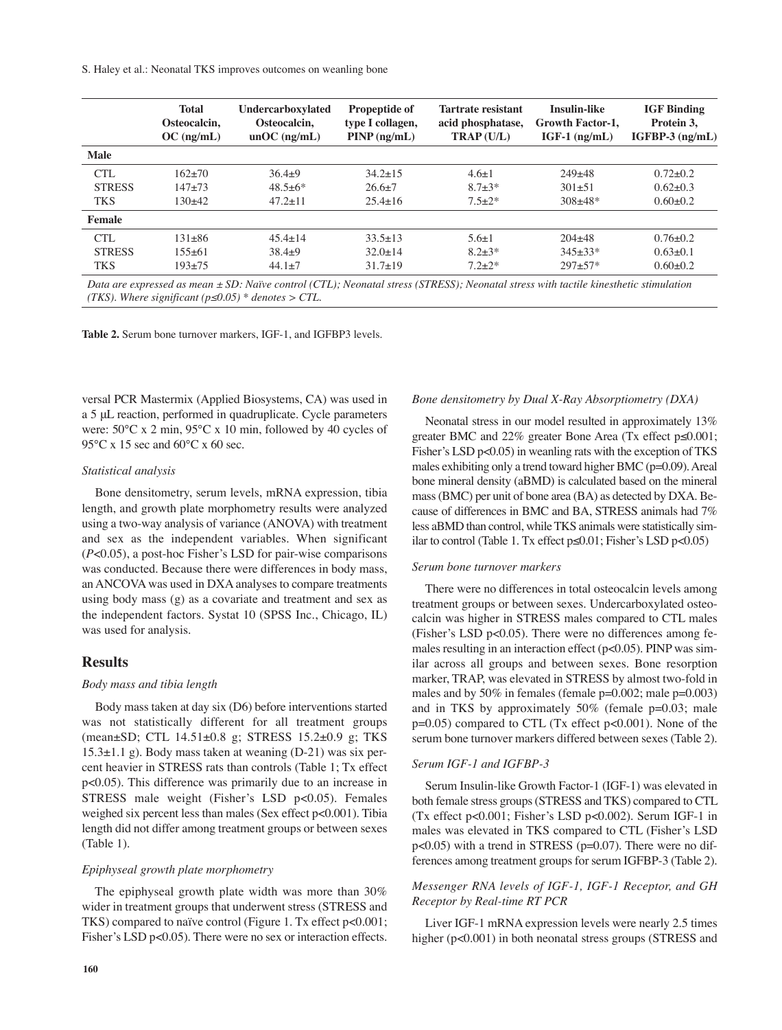| | Total Osteocalcin, OC (ng/mL) | Undercarboxylated Osteocalcin, unOC (ng/mL) | Propeptide of type I collagen, PINP (ng/mL) | Tartrate resistant acid phosphatase, TRAP (U/L) | Insulin-like Growth Factor-1, IGF-1 (ng/mL) | IGF Binding Protein 3, IGFBP-3 (ng/mL) |
|---|---|---|---|---|---|---|
| **Male** | | | | | | |
| CTL | 162±70 | 36.4±9 | 34.2±15 | 4.6±1 | 249±48 | 0.72±0.2 |
| STRESS | 147±73 | 48.5±6* | 26.6±7 | 8.7±3* | 301±51 | 0.62±0.3 |
| TKS | 130±42 | 47.2±11 | 25.4±16 | 7.5±2* | 308±48* | 0.60±0.2 |
| **Female** | | | | | | |
| CTL | 131±86 | 45.4±14 | 33.5±13 | 5.6±1 | 204±48 | 0.76±0.2 |
| STRESS | 155±61 | 38.4±9 | 32.0±14 | 8.2±3* | 345±33* | 0.63±0.1 |
| TKS | 193±75 | 44.1±7 | 31.7±19 | 7.2±2* | 297±57* | 0.60±0.2 |

*Data are expressed as mean ± SD: Naïve control (CTL); Neonatal stress (STRESS); Neonatal stress with tactile kinesthetic stimulation (TKS). Where significant (p≤0.05) * denotes > CTL.*

**Table 2.** Serum bone turnover markers, IGF-1, and IGFBP3 levels.

versal PCR Mastermix (Applied Biosystems, CA) was used in a 5 μL reaction, performed in quadruplicate. Cycle parameters were: 50°C x 2 min, 95°C x 10 min, followed by 40 cycles of 95°C x 15 sec and 60°C x 60 sec.

*Statistical analysis*

Bone densitometry, serum levels, mRNA expression, tibia length, and growth plate morphometry results were analyzed using a two-way analysis of variance (ANOVA) with treatment and sex as the independent variables. When significant ($P<0.05$), a post-hoc Fisher's LSD for pair-wise comparisons was conducted. Because there were differences in body mass, an ANCOVA was used in DXA analyses to compare treatments using body mass (g) as a covariate and treatment and sex as the independent factors. Systat 10 (SPSS Inc., Chicago, IL) was used for analysis.

## Results

*Body mass and tibia length*

Body mass taken at day six (D6) before interventions started was not statistically different for all treatment groups (mean±SD; CTL 14.51±0.8 g; STRESS 15.2±0.9 g; TKS 15.3±1.1 g). Body mass taken at weaning (D-21) was six percent heavier in STRESS rats than controls (Table 1; Tx effect $p<0.05$). This difference was primarily due to an increase in STRESS male weight (Fisher's LSD $p<0.05$). Females weighed six percent less than males (Sex effect $p<0.001$). Tibia length did not differ among treatment groups or between sexes (Table 1).

*Epiphyseal growth plate morphometry*

The epiphyseal growth plate width was more than 30% wider in treatment groups that underwent stress (STRESS and TKS) compared to naïve control (Figure 1. Tx effect $p<0.001$; Fisher's LSD $p<0.05$). There were no sex or interaction effects.

*Bone densitometry by Dual X-Ray Absorptiometry (DXA)*

Neonatal stress in our model resulted in approximately 13% greater BMC and 22% greater Bone Area (Tx effect $p\leq0.001$; Fisher's LSD $p<0.05$) in weanling rats with the exception of TKS males exhibiting only a trend toward higher BMC ($p=0.09$). Areal bone mineral density (aBMD) is calculated based on the mineral mass (BMC) per unit of bone area (BA) as detected by DXA. Because of differences in BMC and BA, STRESS animals had 7% less aBMD than control, while TKS animals were statistically similar to control (Table 1. Tx effect $p\leq0.01$; Fisher's LSD $p<0.05$)

*Serum bone turnover markers*

There were no differences in total osteocalcin levels among treatment groups or between sexes. Undercarboxylated osteocalcin was higher in STRESS males compared to CTL males (Fisher's LSD $p<0.05$). There were no differences among females resulting in an interaction effect ($p<0.05$). PINP was similar across all groups and between sexes. Bone resorption marker, TRAP, was elevated in STRESS by almost two-fold in males and by 50% in females (female $p=0.002$; male $p=0.003$) and in TKS by approximately 50% (female $p=0.03$; male $p=0.05$) compared to CTL (Tx effect $p<0.001$). None of the serum bone turnover markers differed between sexes (Table 2).

*Serum IGF-1 and IGFBP-3*

Serum Insulin-like Growth Factor-1 (IGF-1) was elevated in both female stress groups (STRESS and TKS) compared to CTL (Tx effect $p<0.001$; Fisher's LSD $p<0.002$). Serum IGF-1 in males was elevated in TKS compared to CTL (Fisher's LSD $p<0.05$) with a trend in STRESS ($p=0.07$). There were no differences among treatment groups for serum IGFBP-3 (Table 2).

*Messenger RNA levels of IGF-1, IGF-1 Receptor, and GH Receptor by Real-time RT PCR*

Liver IGF-1 mRNA expression levels were nearly 2.5 times higher ($p<0.001$) in both neonatal stress groups (STRESS and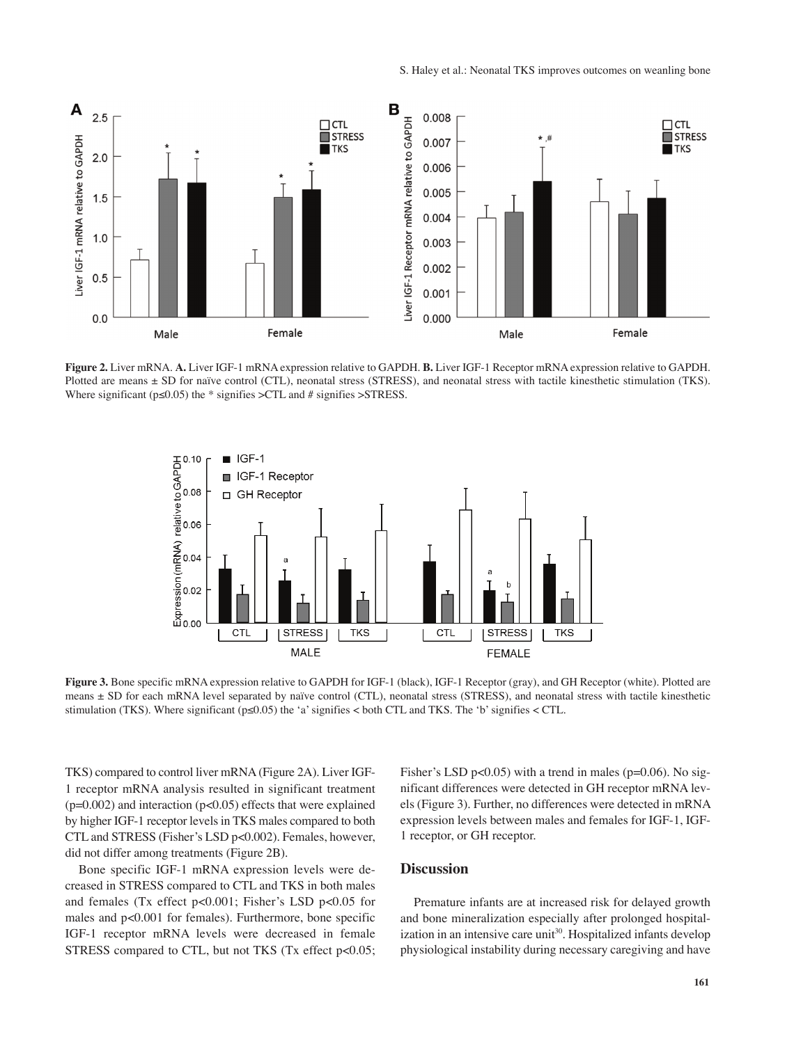**Figure 2.** Liver mRNA. **A.** Liver IGF-1 mRNA expression relative to GAPDH. **B.** Liver IGF-1 Receptor mRNA expression relative to GAPDH. Plotted are means ± SD for naïve control (CTL), neonatal stress (STRESS), and neonatal stress with tactile kinesthetic stimulation (TKS). Where significant ($p \leq 0.05$) the * signifies >CTL and # signifies >STRESS.

**Figure 3.** Bone specific mRNA expression relative to GAPDH for IGF-1 (black), IGF-1 Receptor (gray), and GH Receptor (white). Plotted are means ± SD for each mRNA level separated by naïve control (CTL), neonatal stress (STRESS), and neonatal stress with tactile kinesthetic stimulation (TKS). Where significant ($p \leq 0.05$) the 'a' signifies < both CTL and TKS. The 'b' signifies < CTL.

TKS) compared to control liver mRNA (Figure 2A). Liver IGF-1 receptor mRNA analysis resulted in significant treatment ($p=0.002$) and interaction ($p<0.05$) effects that were explained by higher IGF-1 receptor levels in TKS males compared to both CTL and STRESS (Fisher's LSD $p<0.002$). Females, however, did not differ among treatments (Figure 2B).

Bone specific IGF-1 mRNA expression levels were decreased in STRESS compared to CTL and TKS in both males and females (Tx effect $p<0.001$; Fisher's LSD $p<0.05$ for males and $p<0.001$ for females). Furthermore, bone specific IGF-1 receptor mRNA levels were decreased in female STRESS compared to CTL, but not TKS (Tx effect $p<0.05$; Fisher's LSD $p<0.05$) with a trend in males ($p=0.06$). No significant differences were detected in GH receptor mRNA levels (Figure 3). Further, no differences were detected in mRNA expression levels between males and females for IGF-1, IGF-1 receptor, or GH receptor.

## Discussion

Premature infants are at increased risk for delayed growth and bone mineralization especially after prolonged hospitalization in an intensive care unit[30]. Hospitalized infants develop physiological instability during necessary caregiving and have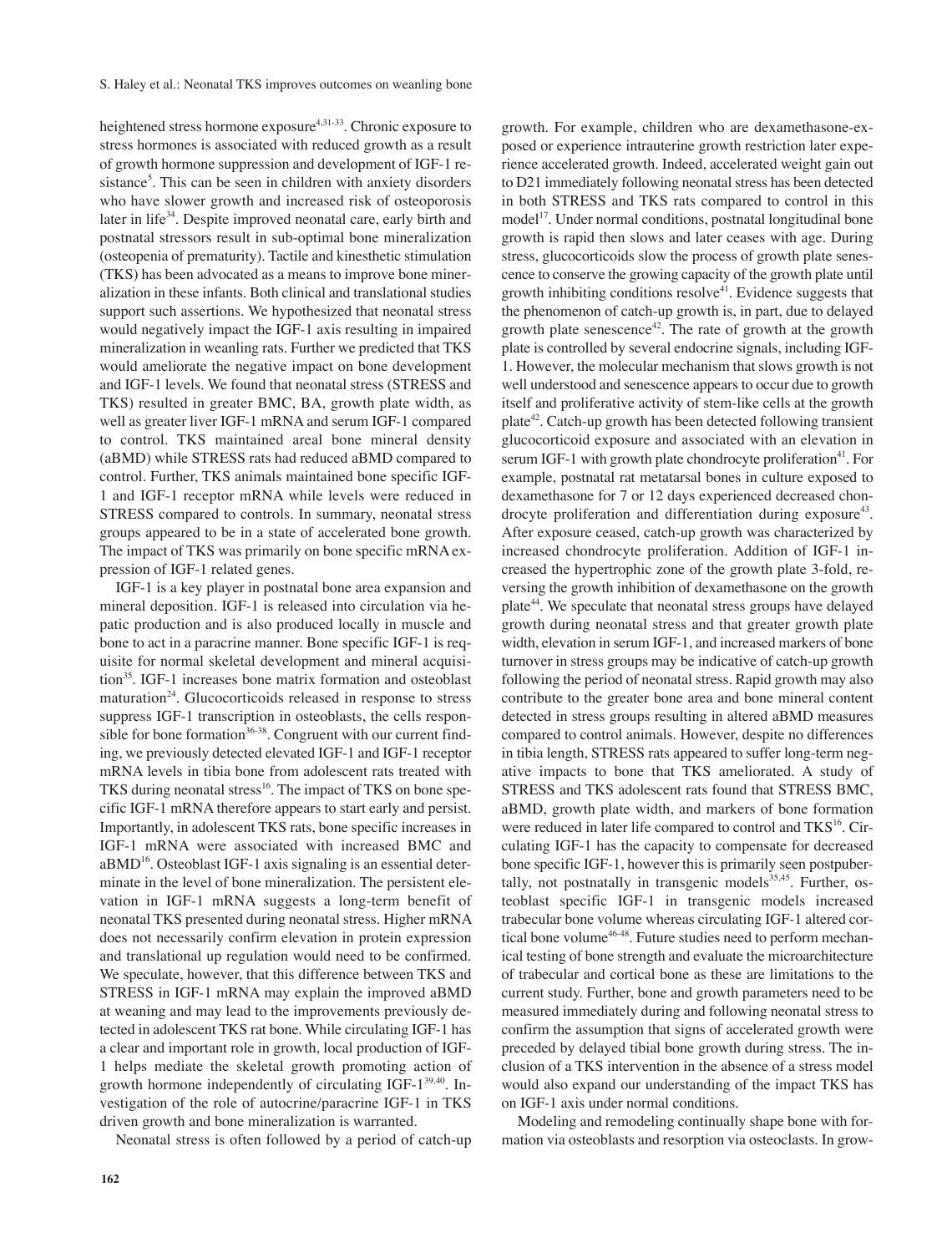heightened stress hormone exposure[4,31-33]. Chronic exposure to stress hormones is associated with reduced growth as a result of growth hormone suppression and development of IGF-1 resistance[5]. This can be seen in children with anxiety disorders who have slower growth and increased risk of osteoporosis later in life[34]. Despite improved neonatal care, early birth and postnatal stressors result in sub-optimal bone mineralization (osteopenia of prematurity). Tactile and kinesthetic stimulation (TKS) has been advocated as a means to improve bone mineralization in these infants. Both clinical and translational studies support such assertions. We hypothesized that neonatal stress would negatively impact the IGF-1 axis resulting in impaired mineralization in weanling rats. Further we predicted that TKS would ameliorate the negative impact on bone development and IGF-1 levels. We found that neonatal stress (STRESS and TKS) resulted in greater BMC, BA, growth plate width, as well as greater liver IGF-1 mRNA and serum IGF-1 compared to control. TKS maintained areal bone mineral density (aBMD) while STRESS rats had reduced aBMD compared to control. Further, TKS animals maintained bone specific IGF-1 and IGF-1 receptor mRNA while levels were reduced in STRESS compared to controls. In summary, neonatal stress groups appeared to be in a state of accelerated bone growth. The impact of TKS was primarily on bone specific mRNA expression of IGF-1 related genes.

IGF-1 is a key player in postnatal bone area expansion and mineral deposition. IGF-1 is released into circulation via hepatic production and is also produced locally in muscle and bone to act in a paracrine manner. Bone specific IGF-1 is requisite for normal skeletal development and mineral acquisition[35]. IGF-1 increases bone matrix formation and osteoblast maturation[24]. Glucocorticoids released in response to stress suppress IGF-1 transcription in osteoblasts, the cells responsible for bone formation[36-38]. Congruent with our current finding, we previously detected elevated IGF-1 and IGF-1 receptor mRNA levels in tibia bone from adolescent rats treated with TKS during neonatal stress[16]. The impact of TKS on bone specific IGF-1 mRNA therefore appears to start early and persist. Importantly, in adolescent TKS rats, bone specific increases in IGF-1 mRNA were associated with increased BMC and aBMD[16]. Osteoblast IGF-1 axis signaling is an essential determinate in the level of bone mineralization. The persistent elevation in IGF-1 mRNA suggests a long-term benefit of neonatal TKS presented during neonatal stress. Higher mRNA does not necessarily confirm elevation in protein expression and translational up regulation would need to be confirmed. We speculate, however, that this difference between TKS and STRESS in IGF-1 mRNA may explain the improved aBMD at weaning and may lead to the improvements previously detected in adolescent TKS rat bone. While circulating IGF-1 has a clear and important role in growth, local production of IGF-1 helps mediate the skeletal growth promoting action of growth hormone independently of circulating IGF-1[39,40]. Investigation of the role of autocrine/paracrine IGF-1 in TKS driven growth and bone mineralization is warranted.

Neonatal stress is often followed by a period of catch-up growth. For example, children who are dexamethasone-exposed or experience intrauterine growth restriction later experience accelerated growth. Indeed, accelerated weight gain out to D21 immediately following neonatal stress has been detected in both STRESS and TKS rats compared to control in this model[17]. Under normal conditions, postnatal longitudinal bone growth is rapid then slows and later ceases with age. During stress, glucocorticoids slow the process of growth plate senescence to conserve the growing capacity of the growth plate until growth inhibiting conditions resolve[41]. Evidence suggests that the phenomenon of catch-up growth is, in part, due to delayed growth plate senescence[42]. The rate of growth at the growth plate is controlled by several endocrine signals, including IGF-1. However, the molecular mechanism that slows growth is not well understood and senescence appears to occur due to growth itself and proliferative activity of stem-like cells at the growth plate[42]. Catch-up growth has been detected following transient glucocorticoid exposure and associated with an elevation in serum IGF-1 with growth plate chondrocyte proliferation[41]. For example, postnatal rat metatarsal bones in culture exposed to dexamethasone for 7 or 12 days experienced decreased chondrocyte proliferation and differentiation during exposure[43]. After exposure ceased, catch-up growth was characterized by increased chondrocyte proliferation. Addition of IGF-1 increased the hypertrophic zone of the growth plate 3-fold, reversing the growth inhibition of dexamethasone on the growth plate[44]. We speculate that neonatal stress groups have delayed growth during neonatal stress and that greater growth plate width, elevation in serum IGF-1, and increased markers of bone turnover in stress groups may be indicative of catch-up growth following the period of neonatal stress. Rapid growth may also contribute to the greater bone area and bone mineral content detected in stress groups resulting in altered aBMD measures compared to control animals. However, despite no differences in tibia length, STRESS rats appeared to suffer long-term negative impacts to bone that TKS ameliorated. A study of STRESS and TKS adolescent rats found that STRESS BMC, aBMD, growth plate width, and markers of bone formation were reduced in later life compared to control and TKS[16]. Circulating IGF-1 has the capacity to compensate for decreased bone specific IGF-1, however this is primarily seen postpubertally, not postnatally in transgenic models[35,45]. Further, osteoblast specific IGF-1 in transgenic models increased trabecular bone volume whereas circulating IGF-1 altered cortical bone volume[46-48]. Future studies need to perform mechanical testing of bone strength and evaluate the microarchitecture of trabecular and cortical bone as these are limitations to the current study. Further, bone and growth parameters need to be measured immediately during and following neonatal stress to confirm the assumption that signs of accelerated growth were preceded by delayed tibial bone growth during stress. The inclusion of a TKS intervention in the absence of a stress model would also expand our understanding of the impact TKS has on IGF-1 axis under normal conditions.

Modeling and remodeling continually shape bone with formation via osteoblasts and resorption via osteoclasts. In grow-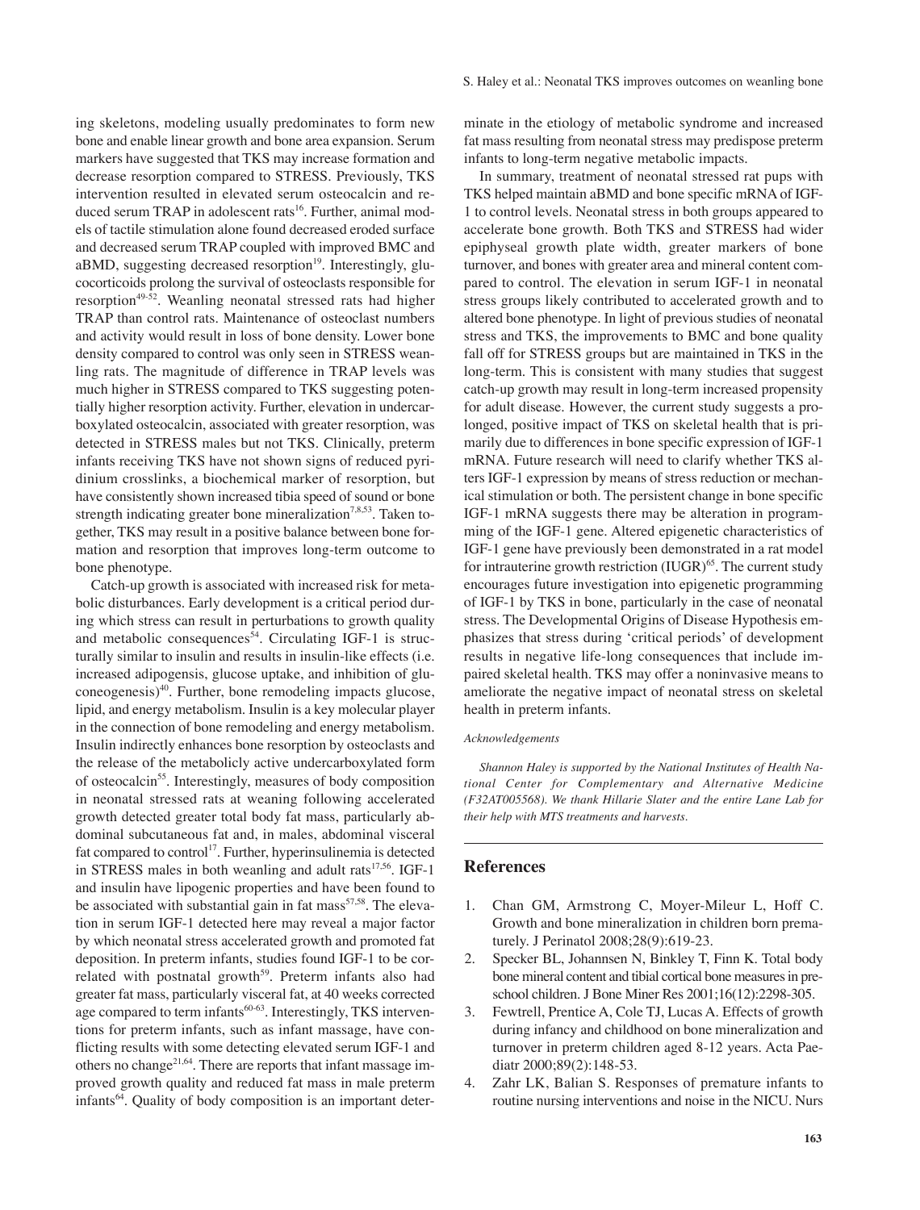ing skeletons, modeling usually predominates to form new bone and enable linear growth and bone area expansion. Serum markers have suggested that TKS may increase formation and decrease resorption compared to STRESS. Previously, TKS intervention resulted in elevated serum osteocalcin and reduced serum TRAP in adolescent rats[16]. Further, animal models of tactile stimulation alone found decreased eroded surface and decreased serum TRAP coupled with improved BMC and aBMD, suggesting decreased resorption[19]. Interestingly, glucocorticoids prolong the survival of osteoclasts responsible for resorption[49-52]. Weanling neonatal stressed rats had higher TRAP than control rats. Maintenance of osteoclast numbers and activity would result in loss of bone density. Lower bone density compared to control was only seen in STRESS weanling rats. The magnitude of difference in TRAP levels was much higher in STRESS compared to TKS suggesting potentially higher resorption activity. Further, elevation in undercarboxylated osteocalcin, associated with greater resorption, was detected in STRESS males but not TKS. Clinically, preterm infants receiving TKS have not shown signs of reduced pyridinium crosslinks, a biochemical marker of resorption, but have consistently shown increased tibia speed of sound or bone strength indicating greater bone mineralization[7,8,53]. Taken together, TKS may result in a positive balance between bone formation and resorption that improves long-term outcome to bone phenotype.

Catch-up growth is associated with increased risk for metabolic disturbances. Early development is a critical period during which stress can result in perturbations to growth quality and metabolic consequences[54]. Circulating IGF-1 is structurally similar to insulin and results in insulin-like effects (i.e. increased adipogensis, glucose uptake, and inhibition of gluconeogenesis)[40]. Further, bone remodeling impacts glucose, lipid, and energy metabolism. Insulin is a key molecular player in the connection of bone remodeling and energy metabolism. Insulin indirectly enhances bone resorption by osteoclasts and the release of the metabolicly active undercarboxylated form of osteocalcin[55]. Interestingly, measures of body composition in neonatal stressed rats at weaning following accelerated growth detected greater total body fat mass, particularly abdominal subcutaneous fat and, in males, abdominal visceral fat compared to control[17]. Further, hyperinsulinemia is detected in STRESS males in both weanling and adult rats[17,56]. IGF-1 and insulin have lipogenic properties and have been found to be associated with substantial gain in fat mass[57,58]. The elevation in serum IGF-1 detected here may reveal a major factor by which neonatal stress accelerated growth and promoted fat deposition. In preterm infants, studies found IGF-1 to be correlated with postnatal growth[59]. Preterm infants also had greater fat mass, particularly visceral fat, at 40 weeks corrected age compared to term infants[60-63]. Interestingly, TKS interventions for preterm infants, such as infant massage, have conflicting results with some detecting elevated serum IGF-1 and others no change[21,64]. There are reports that infant massage improved growth quality and reduced fat mass in male preterm infants[64]. Quality of body composition is an important determinate in the etiology of metabolic syndrome and increased fat mass resulting from neonatal stress may predispose preterm infants to long-term negative metabolic impacts.

In summary, treatment of neonatal stressed rat pups with TKS helped maintain aBMD and bone specific mRNA of IGF-1 to control levels. Neonatal stress in both groups appeared to accelerate bone growth. Both TKS and STRESS had wider epiphyseal growth plate width, greater markers of bone turnover, and bones with greater area and mineral content compared to control. The elevation in serum IGF-1 in neonatal stress groups likely contributed to accelerated growth and to altered bone phenotype. In light of previous studies of neonatal stress and TKS, the improvements to BMC and bone quality fall off for STRESS groups but are maintained in TKS in the long-term. This is consistent with many studies that suggest catch-up growth may result in long-term increased propensity for adult disease. However, the current study suggests a prolonged, positive impact of TKS on skeletal health that is primarily due to differences in bone specific expression of IGF-1 mRNA. Future research will need to clarify whether TKS alters IGF-1 expression by means of stress reduction or mechanical stimulation or both. The persistent change in bone specific IGF-1 mRNA suggests there may be alteration in programming of the IGF-1 gene. Altered epigenetic characteristics of IGF-1 gene have previously been demonstrated in a rat model for intrauterine growth restriction (IUGR)[65]. The current study encourages future investigation into epigenetic programming of IGF-1 by TKS in bone, particularly in the case of neonatal stress. The Developmental Origins of Disease Hypothesis emphasizes that stress during 'critical periods' of development results in negative life-long consequences that include impaired skeletal health. TKS may offer a noninvasive means to ameliorate the negative impact of neonatal stress on skeletal health in preterm infants.

*Acknowledgements*

*Shannon Haley is supported by the National Institutes of Health National Center for Complementary and Alternative Medicine (F32AT005568). We thank Hillarie Slater and the entire Lane Lab for their help with MTS treatments and harvests.*

## References

1. Chan GM, Armstrong C, Moyer-Mileur L, Hoff C. Growth and bone mineralization in children born prematurely. J Perinatol 2008;28(9):619-23.
2. Specker BL, Johannsen N, Binkley T, Finn K. Total body bone mineral content and tibial cortical bone measures in preschool children. J Bone Miner Res 2001;16(12):2298-305.
3. Fewtrell, Prentice A, Cole TJ, Lucas A. Effects of growth during infancy and childhood on bone mineralization and turnover in preterm children aged 8-12 years. Acta Paediatr 2000;89(2):148-53.
4. Zahr LK, Balian S. Responses of premature infants to routine nursing interventions and noise in the NICU. Nurs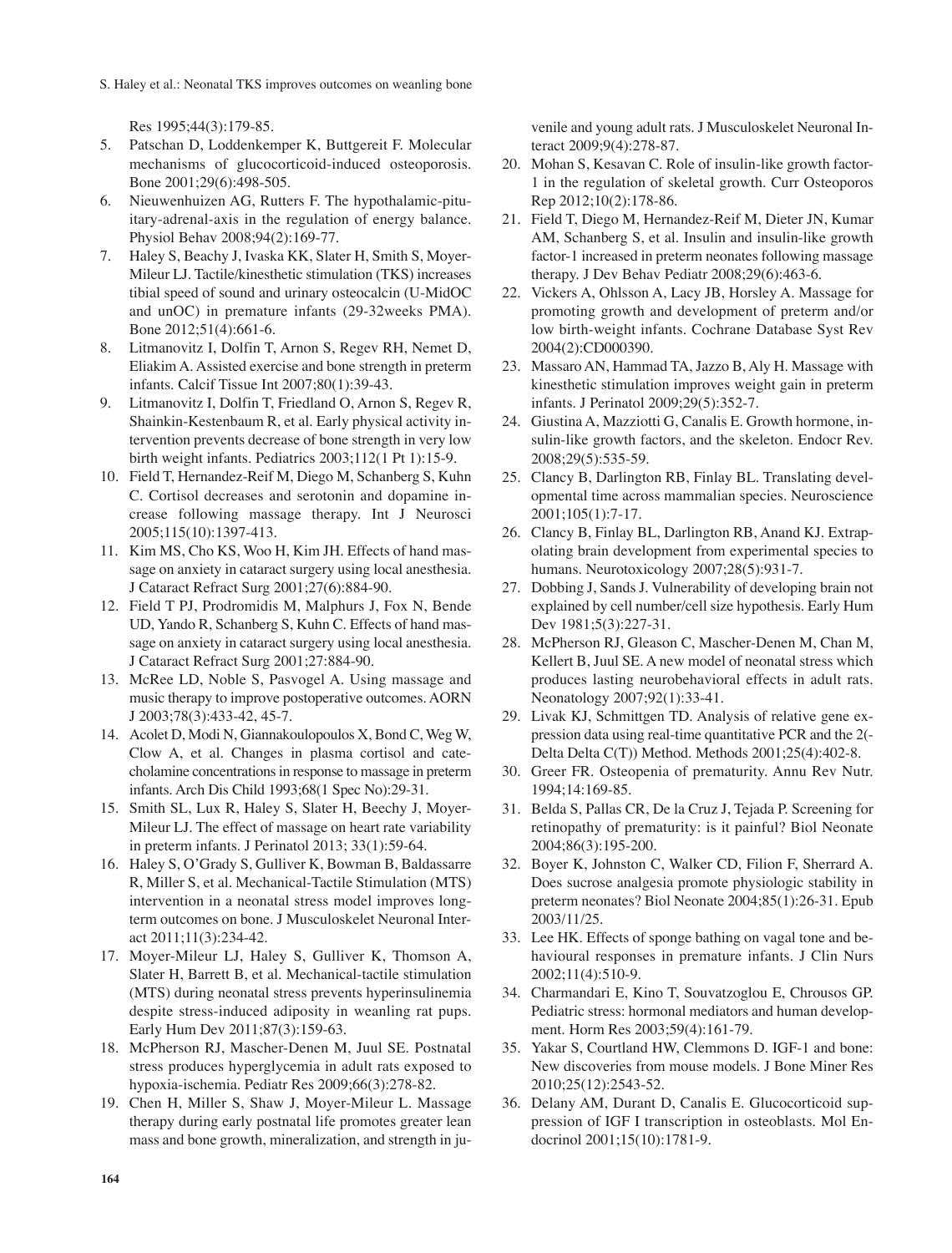Res 1995;44(3):179-85.

5. Patschan D, Loddenkemper K, Buttgereit F. Molecular mechanisms of glucocorticoid-induced osteoporosis. Bone 2001;29(6):498-505.
6. Nieuwenhuizen AG, Rutters F. The hypothalamic-pituitary-adrenal-axis in the regulation of energy balance. Physiol Behav 2008;94(2):169-77.
7. Haley S, Beachy J, Ivaska KK, Slater H, Smith S, Moyer-Mileur LJ. Tactile/kinesthetic stimulation (TKS) increases tibial speed of sound and urinary osteocalcin (U-MidOC and unOC) in premature infants (29-32weeks PMA). Bone 2012;51(4):661-6.
8. Litmanovitz I, Dolfin T, Arnon S, Regev RH, Nemet D, Eliakim A. Assisted exercise and bone strength in preterm infants. Calcif Tissue Int 2007;80(1):39-43.
9. Litmanovitz I, Dolfin T, Friedland O, Arnon S, Regev R, Shainkin-Kestenbaum R, et al. Early physical activity intervention prevents decrease of bone strength in very low birth weight infants. Pediatrics 2003;112(1 Pt 1):15-9.
10. Field T, Hernandez-Reif M, Diego M, Schanberg S, Kuhn C. Cortisol decreases and serotonin and dopamine increase following massage therapy. Int J Neurosci 2005;115(10):1397-413.
11. Kim MS, Cho KS, Woo H, Kim JH. Effects of hand massage on anxiety in cataract surgery using local anesthesia. J Cataract Refract Surg 2001;27(6):884-90.
12. Field T PJ, Prodromidis M, Malphurs J, Fox N, Bende UD, Yando R, Schanberg S, Kuhn C. Effects of hand massage on anxiety in cataract surgery using local anesthesia. J Cataract Refract Surg 2001;27:884-90.
13. McRee LD, Noble S, Pasvogel A. Using massage and music therapy to improve postoperative outcomes. AORN J 2003;78(3):433-42, 45-7.
14. Acolet D, Modi N, Giannakoulopoulos X, Bond C, Weg W, Clow A, et al. Changes in plasma cortisol and catecholamine concentrations in response to massage in preterm infants. Arch Dis Child 1993;68(1 Spec No):29-31.
15. Smith SL, Lux R, Haley S, Slater H, Beechy J, Moyer-Mileur LJ. The effect of massage on heart rate variability in preterm infants. J Perinatol 2013; 33(1):59-64.
16. Haley S, O'Grady S, Gulliver K, Bowman B, Baldassarre R, Miller S, et al. Mechanical-Tactile Stimulation (MTS) intervention in a neonatal stress model improves long-term outcomes on bone. J Musculoskelet Neuronal Interact 2011;11(3):234-42.
17. Moyer-Mileur LJ, Haley S, Gulliver K, Thomson A, Slater H, Barrett B, et al. Mechanical-tactile stimulation (MTS) during neonatal stress prevents hyperinsulinemia despite stress-induced adiposity in weanling rat pups. Early Hum Dev 2011;87(3):159-63.
18. McPherson RJ, Mascher-Denen M, Juul SE. Postnatal stress produces hyperglycemia in adult rats exposed to hypoxia-ischemia. Pediatr Res 2009;66(3):278-82.
19. Chen H, Miller S, Shaw J, Moyer-Mileur L. Massage therapy during early postnatal life promotes greater lean mass and bone growth, mineralization, and strength in juvenile and young adult rats. J Musculoskelet Neuronal Interact 2009;9(4):278-87.
20. Mohan S, Kesavan C. Role of insulin-like growth factor-1 in the regulation of skeletal growth. Curr Osteoporos Rep 2012;10(2):178-86.
21. Field T, Diego M, Hernandez-Reif M, Dieter JN, Kumar AM, Schanberg S, et al. Insulin and insulin-like growth factor-1 increased in preterm neonates following massage therapy. J Dev Behav Pediatr 2008;29(6):463-6.
22. Vickers A, Ohlsson A, Lacy JB, Horsley A. Massage for promoting growth and development of preterm and/or low birth-weight infants. Cochrane Database Syst Rev 2004(2):CD000390.
23. Massaro AN, Hammad TA, Jazzo B, Aly H. Massage with kinesthetic stimulation improves weight gain in preterm infants. J Perinatol 2009;29(5):352-7.
24. Giustina A, Mazziotti G, Canalis E. Growth hormone, insulin-like growth factors, and the skeleton. Endocr Rev. 2008;29(5):535-59.
25. Clancy B, Darlington RB, Finlay BL. Translating developmental time across mammalian species. Neuroscience 2001;105(1):7-17.
26. Clancy B, Finlay BL, Darlington RB, Anand KJ. Extrapolating brain development from experimental species to humans. Neurotoxicology 2007;28(5):931-7.
27. Dobbing J, Sands J. Vulnerability of developing brain not explained by cell number/cell size hypothesis. Early Hum Dev 1981;5(3):227-31.
28. McPherson RJ, Gleason C, Mascher-Denen M, Chan M, Kellert B, Juul SE. A new model of neonatal stress which produces lasting neurobehavioral effects in adult rats. Neonatology 2007;92(1):33-41.
29. Livak KJ, Schmittgen TD. Analysis of relative gene expression data using real-time quantitative PCR and the 2(-Delta Delta C(T)) Method. Methods 2001;25(4):402-8.
30. Greer FR. Osteopenia of prematurity. Annu Rev Nutr. 1994;14:169-85.
31. Belda S, Pallas CR, De la Cruz J, Tejada P. Screening for retinopathy of prematurity: is it painful? Biol Neonate 2004;86(3):195-200.
32. Boyer K, Johnston C, Walker CD, Filion F, Sherrard A. Does sucrose analgesia promote physiologic stability in preterm neonates? Biol Neonate 2004;85(1):26-31. Epub 2003/11/25.
33. Lee HK. Effects of sponge bathing on vagal tone and behavioural responses in premature infants. J Clin Nurs 2002;11(4):510-9.
34. Charmandari E, Kino T, Souvatzoglou E, Chrousos GP. Pediatric stress: hormonal mediators and human development. Horm Res 2003;59(4):161-79.
35. Yakar S, Courtland HW, Clemmons D. IGF-1 and bone: New discoveries from mouse models. J Bone Miner Res 2010;25(12):2543-52.
36. Delany AM, Durant D, Canalis E. Glucocorticoid suppression of IGF I transcription in osteoblasts. Mol Endocrinol 2001;15(10):1781-9.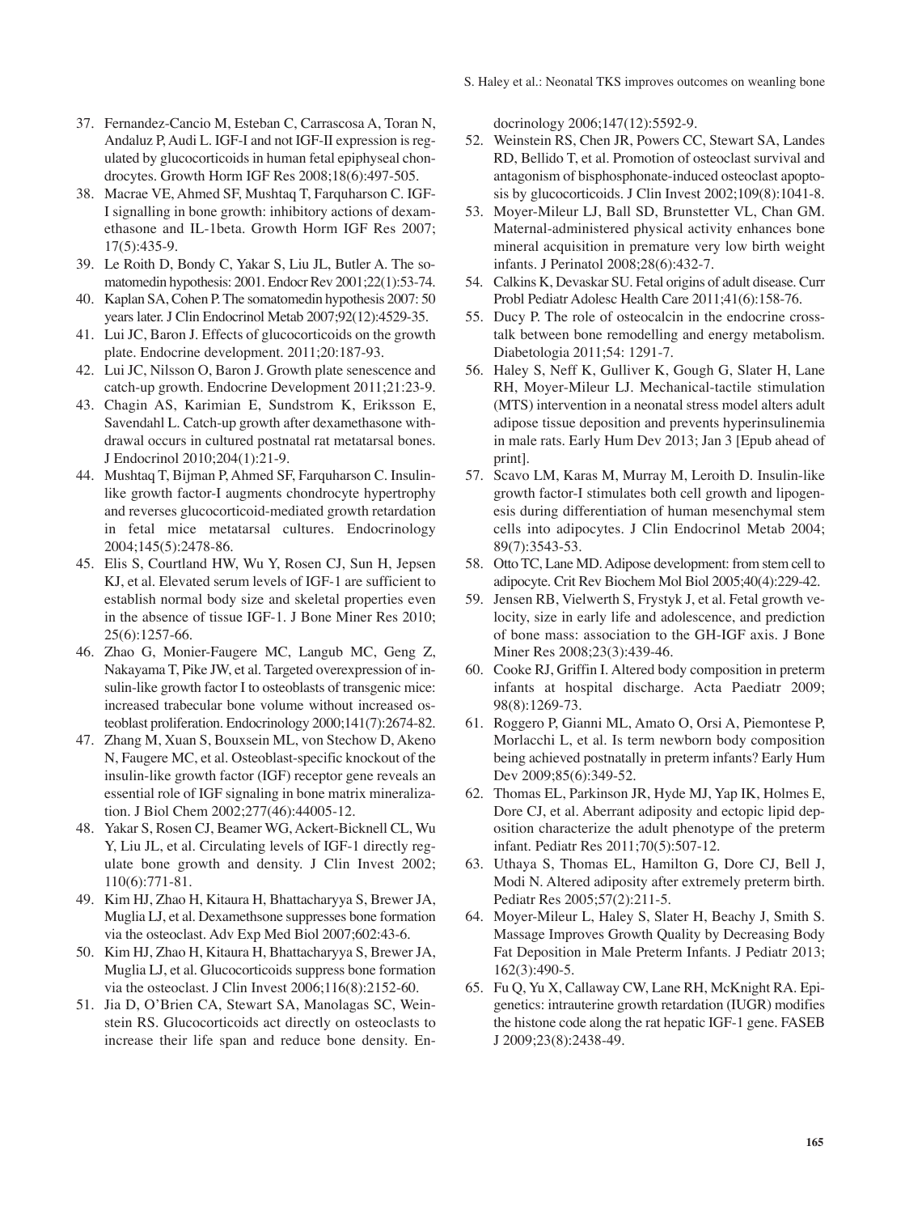37. Fernandez-Cancio M, Esteban C, Carrascosa A, Toran N, Andaluz P, Audi L. IGF-I and not IGF-II expression is regulated by glucocorticoids in human fetal epiphyseal chondrocytes. Growth Horm IGF Res 2008;18(6):497-505.
38. Macrae VE, Ahmed SF, Mushtaq T, Farquharson C. IGF-I signalling in bone growth: inhibitory actions of dexamethasone and IL-1beta. Growth Horm IGF Res 2007; 17(5):435-9.
39. Le Roith D, Bondy C, Yakar S, Liu JL, Butler A. The somatomedin hypothesis: 2001. Endocr Rev 2001;22(1):53-74.
40. Kaplan SA, Cohen P. The somatomedin hypothesis 2007: 50 years later. J Clin Endocrinol Metab 2007;92(12):4529-35.
41. Lui JC, Baron J. Effects of glucocorticoids on the growth plate. Endocrine development. 2011;20:187-93.
42. Lui JC, Nilsson O, Baron J. Growth plate senescence and catch-up growth. Endocrine Development 2011;21:23-9.
43. Chagin AS, Karimian E, Sundstrom K, Eriksson E, Savendahl L. Catch-up growth after dexamethasone withdrawal occurs in cultured postnatal rat metatarsal bones. J Endocrinol 2010;204(1):21-9.
44. Mushtaq T, Bijman P, Ahmed SF, Farquharson C. Insulin-like growth factor-I augments chondrocyte hypertrophy and reverses glucocorticoid-mediated growth retardation in fetal mice metatarsal cultures. Endocrinology 2004;145(5):2478-86.
45. Elis S, Courtland HW, Wu Y, Rosen CJ, Sun H, Jepsen KJ, et al. Elevated serum levels of IGF-1 are sufficient to establish normal body size and skeletal properties even in the absence of tissue IGF-1. J Bone Miner Res 2010; 25(6):1257-66.
46. Zhao G, Monier-Faugere MC, Langub MC, Geng Z, Nakayama T, Pike JW, et al. Targeted overexpression of insulin-like growth factor I to osteoblasts of transgenic mice: increased trabecular bone volume without increased osteoblast proliferation. Endocrinology 2000;141(7):2674-82.
47. Zhang M, Xuan S, Bouxsein ML, von Stechow D, Akeno N, Faugere MC, et al. Osteoblast-specific knockout of the insulin-like growth factor (IGF) receptor gene reveals an essential role of IGF signaling in bone matrix mineralization. J Biol Chem 2002;277(46):44005-12.
48. Yakar S, Rosen CJ, Beamer WG, Ackert-Bicknell CL, Wu Y, Liu JL, et al. Circulating levels of IGF-1 directly regulate bone growth and density. J Clin Invest 2002; 110(6):771-81.
49. Kim HJ, Zhao H, Kitaura H, Bhattacharyya S, Brewer JA, Muglia LJ, et al. Dexamethsone suppresses bone formation via the osteoclast. Adv Exp Med Biol 2007;602:43-6.
50. Kim HJ, Zhao H, Kitaura H, Bhattacharyya S, Brewer JA, Muglia LJ, et al. Glucocorticoids suppress bone formation via the osteoclast. J Clin Invest 2006;116(8):2152-60.
51. Jia D, O'Brien CA, Stewart SA, Manolagas SC, Weinstein RS. Glucocorticoids act directly on osteoclasts to increase their life span and reduce bone density. Endocrinology 2006;147(12):5592-9.
52. Weinstein RS, Chen JR, Powers CC, Stewart SA, Landes RD, Bellido T, et al. Promotion of osteoclast survival and antagonism of bisphosphonate-induced osteoclast apoptosis by glucocorticoids. J Clin Invest 2002;109(8):1041-8.
53. Moyer-Mileur LJ, Ball SD, Brunstetter VL, Chan GM. Maternal-administered physical activity enhances bone mineral acquisition in premature very low birth weight infants. J Perinatol 2008;28(6):432-7.
54. Calkins K, Devaskar SU. Fetal origins of adult disease. Curr Probl Pediatr Adolesc Health Care 2011;41(6):158-76.
55. Ducy P. The role of osteocalcin in the endocrine cross-talk between bone remodelling and energy metabolism. Diabetologia 2011;54: 1291-7.
56. Haley S, Neff K, Gulliver K, Gough G, Slater H, Lane RH, Moyer-Mileur LJ. Mechanical-tactile stimulation (MTS) intervention in a neonatal stress model alters adult adipose tissue deposition and prevents hyperinsulinemia in male rats. Early Hum Dev 2013; Jan 3 [Epub ahead of print].
57. Scavo LM, Karas M, Murray M, Leroith D. Insulin-like growth factor-I stimulates both cell growth and lipogenesis during differentiation of human mesenchymal stem cells into adipocytes. J Clin Endocrinol Metab 2004; 89(7):3543-53.
58. Otto TC, Lane MD. Adipose development: from stem cell to adipocyte. Crit Rev Biochem Mol Biol 2005;40(4):229-42.
59. Jensen RB, Vielwerth S, Frystyk J, et al. Fetal growth velocity, size in early life and adolescence, and prediction of bone mass: association to the GH-IGF axis. J Bone Miner Res 2008;23(3):439-46.
60. Cooke RJ, Griffin I. Altered body composition in preterm infants at hospital discharge. Acta Paediatr 2009; 98(8):1269-73.
61. Roggero P, Gianni ML, Amato O, Orsi A, Piemontese P, Morlacchi L, et al. Is term newborn body composition being achieved postnatally in preterm infants? Early Hum Dev 2009;85(6):349-52.
62. Thomas EL, Parkinson JR, Hyde MJ, Yap IK, Holmes E, Dore CJ, et al. Aberrant adiposity and ectopic lipid deposition characterize the adult phenotype of the preterm infant. Pediatr Res 2011;70(5):507-12.
63. Uthaya S, Thomas EL, Hamilton G, Dore CJ, Bell J, Modi N. Altered adiposity after extremely preterm birth. Pediatr Res 2005;57(2):211-5.
64. Moyer-Mileur L, Haley S, Slater H, Beachy J, Smith S. Massage Improves Growth Quality by Decreasing Body Fat Deposition in Male Preterm Infants. J Pediatr 2013; 162(3):490-5.
65. Fu Q, Yu X, Callaway CW, Lane RH, McKnight RA. Epigenetics: intrauterine growth retardation (IUGR) modifies the histone code along the rat hepatic IGF-1 gene. FASEB J 2009;23(8):2438-49.